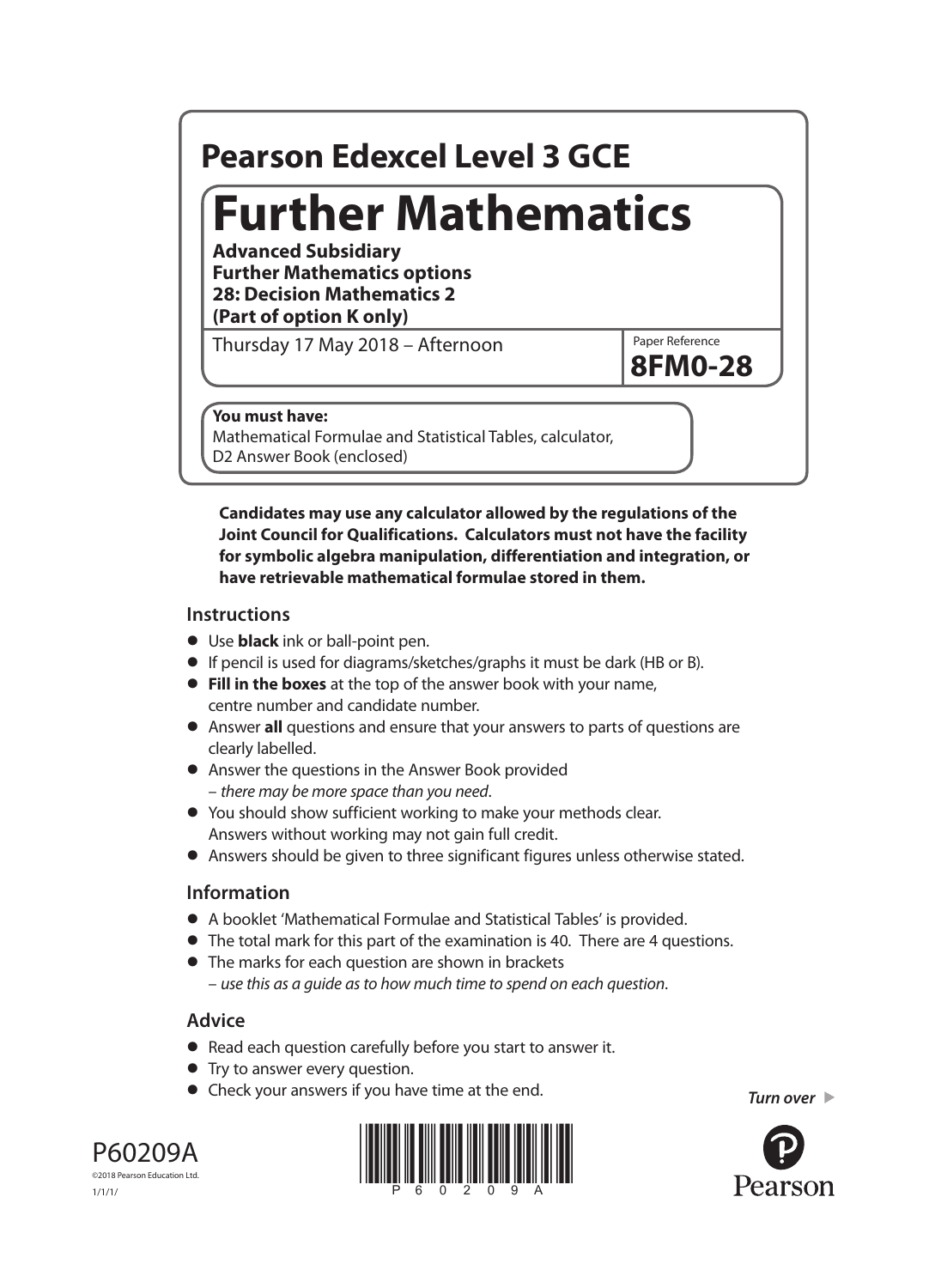# Pearson Edexcel Level 3 GCE

# Further Mathematics

**Advanced Subsidiary**
**Further Mathematics options**
**28: Decision Mathematics 2**
**(Part of option K only)**

Thursday 17 May 2018 – Afternoon

Paper Reference
**8FM0-28**

**You must have:**
Mathematical Formulae and Statistical Tables, calculator, D2 Answer Book (enclosed)

**Candidates may use any calculator allowed by the regulations of the Joint Council for Qualifications. Calculators must not have the facility for symbolic algebra manipulation, differentiation and integration, or have retrievable mathematical formulae stored in them.**

## Instructions

- Use **black** ink or ball-point pen.
- If pencil is used for diagrams/sketches/graphs it must be dark (HB or B).
- **Fill in the boxes** at the top of the answer book with your name, centre number and candidate number.
- Answer **all** questions and ensure that your answers to parts of questions are clearly labelled.
- Answer the questions in the Answer Book provided – *there may be more space than you need*.
- You should show sufficient working to make your methods clear. Answers without working may not gain full credit.
- Answers should be given to three significant figures unless otherwise stated.

## Information

- A booklet 'Mathematical Formulae and Statistical Tables' is provided.
- The total mark for this part of the examination is 40. There are 4 questions.
- The marks for each question are shown in brackets – *use this as a guide as to how much time to spend on each question*.

## Advice

- Read each question carefully before you start to answer it.
- Try to answer every question.
- Check your answers if you have time at the end.

*Turn over*

P60209A
©2018 Pearson Education Ltd.
1/1/1/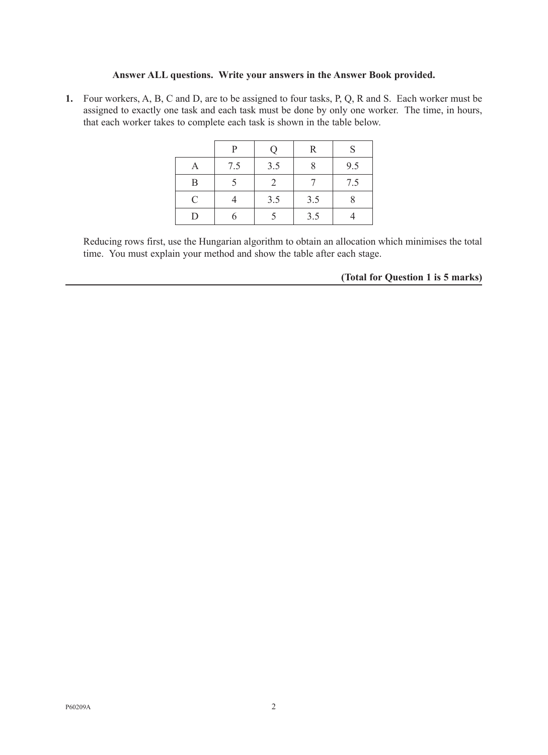**Answer ALL questions. Write your answers in the Answer Book provided.**

**1.** Four workers, A, B, C and D, are to be assigned to four tasks, P, Q, R and S. Each worker must be assigned to exactly one task and each task must be done by only one worker. The time, in hours, that each worker takes to complete each task is shown in the table below.

| | P | Q | R | S |
|---|---|---|---|---|
| A | 7.5 | 3.5 | 8 | 9.5 |
| B | 5 | 2 | 7 | 7.5 |
| C | 4 | 3.5 | 3.5 | 8 |
| D | 6 | 5 | 3.5 | 4 |

Reducing rows first, use the Hungarian algorithm to obtain an allocation which minimises the total time. You must explain your method and show the table after each stage.

**(Total for Question 1 is 5 marks)**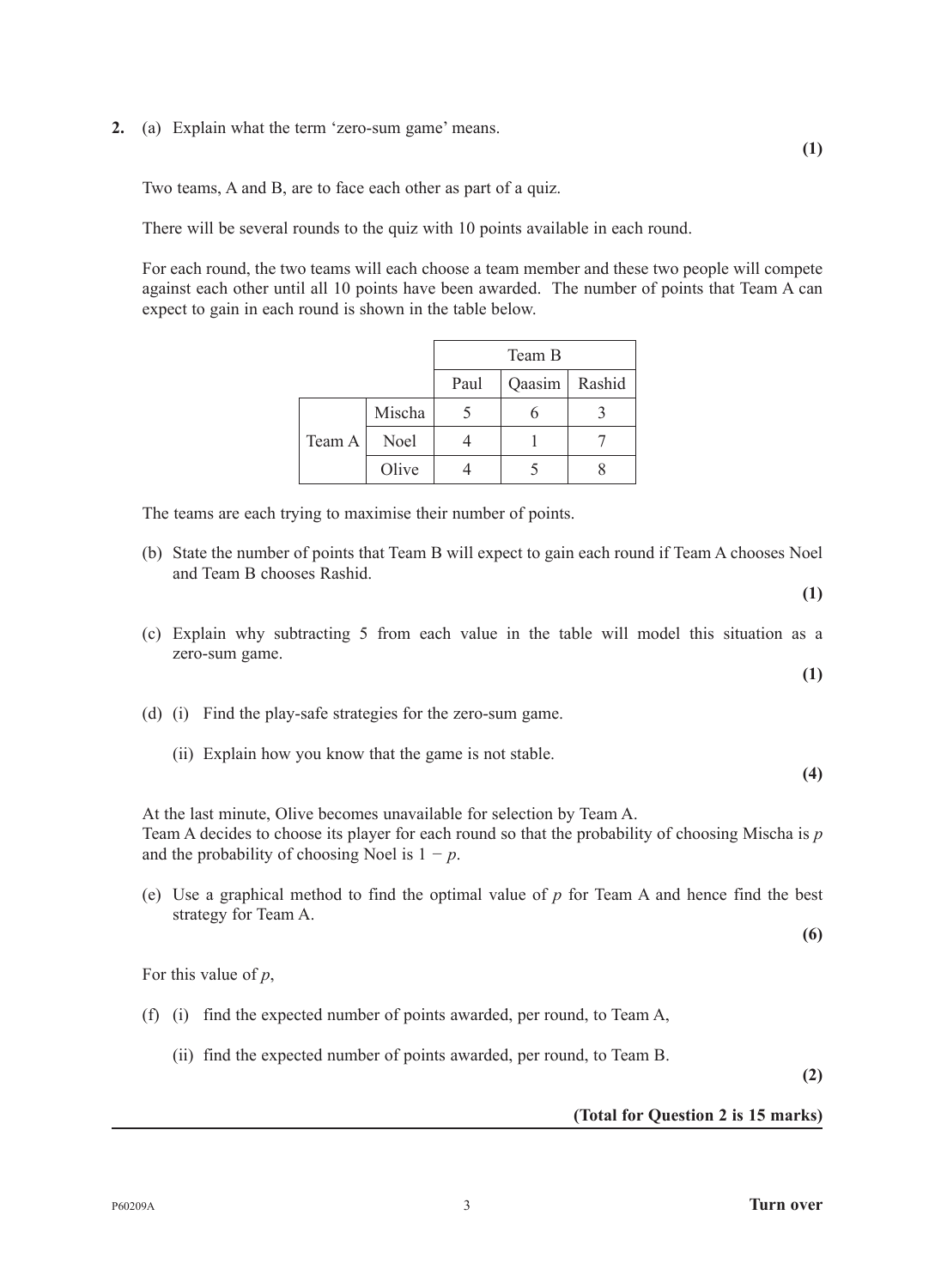**2.** (a) Explain what the term 'zero-sum game' means.

**(1)**

Two teams, A and B, are to face each other as part of a quiz.

There will be several rounds to the quiz with 10 points available in each round.

For each round, the two teams will each choose a team member and these two people will compete against each other until all 10 points have been awarded. The number of points that Team A can expect to gain in each round is shown in the table below.

| | | Team B | | |
|---|---|---|---|---|
| | | Paul | Qaasim | Rashid |
| Team A | Mischa | 5 | 6 | 3 |
| | Noel | 4 | 1 | 7 |
| | Olive | 4 | 5 | 8 |

The teams are each trying to maximise their number of points.

(b) State the number of points that Team B will expect to gain each round if Team A chooses Noel and Team B chooses Rashid.

**(1)**

(c) Explain why subtracting 5 from each value in the table will model this situation as a zero-sum game.

**(1)**

(d) (i) Find the play-safe strategies for the zero-sum game.

(ii) Explain how you know that the game is not stable.

**(4)**

At the last minute, Olive becomes unavailable for selection by Team A.
Team A decides to choose its player for each round so that the probability of choosing Mischa is $p$ and the probability of choosing Noel is $1 - p$.

(e) Use a graphical method to find the optimal value of $p$ for Team A and hence find the best strategy for Team A.

**(6)**

For this value of $p$,

(f) (i) find the expected number of points awarded, per round, to Team A,

(ii) find the expected number of points awarded, per round, to Team B.

**(2)**

**(Total for Question 2 is 15 marks)**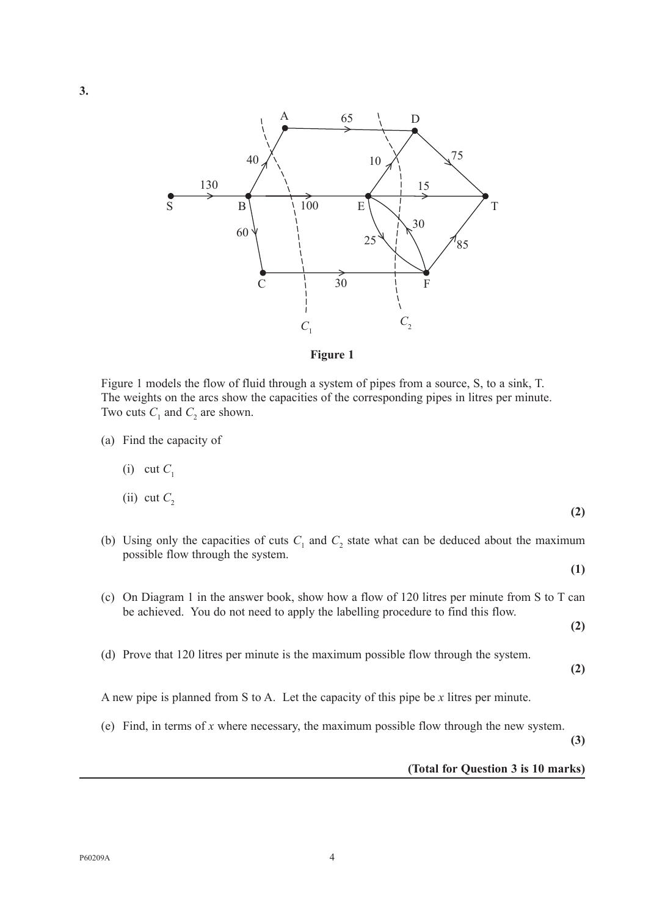**3.**

**Figure 1**

Figure 1 models the flow of fluid through a system of pipes from a source, S, to a sink, T. The weights on the arcs show the capacities of the corresponding pipes in litres per minute. Two cuts $C_1$ and $C_2$ are shown.

(a) Find the capacity of

(i) cut $C_1$

(ii) cut $C_2$

**(2)**

(b) Using only the capacities of cuts $C_1$ and $C_2$ state what can be deduced about the maximum possible flow through the system.

**(1)**

(c) On Diagram 1 in the answer book, show how a flow of 120 litres per minute from S to T can be achieved. You do not need to apply the labelling procedure to find this flow.

**(2)**

(d) Prove that 120 litres per minute is the maximum possible flow through the system.

**(2)**

A new pipe is planned from S to A. Let the capacity of this pipe be $x$ litres per minute.

(e) Find, in terms of $x$ where necessary, the maximum possible flow through the new system.

**(3)**

**(Total for Question 3 is 10 marks)**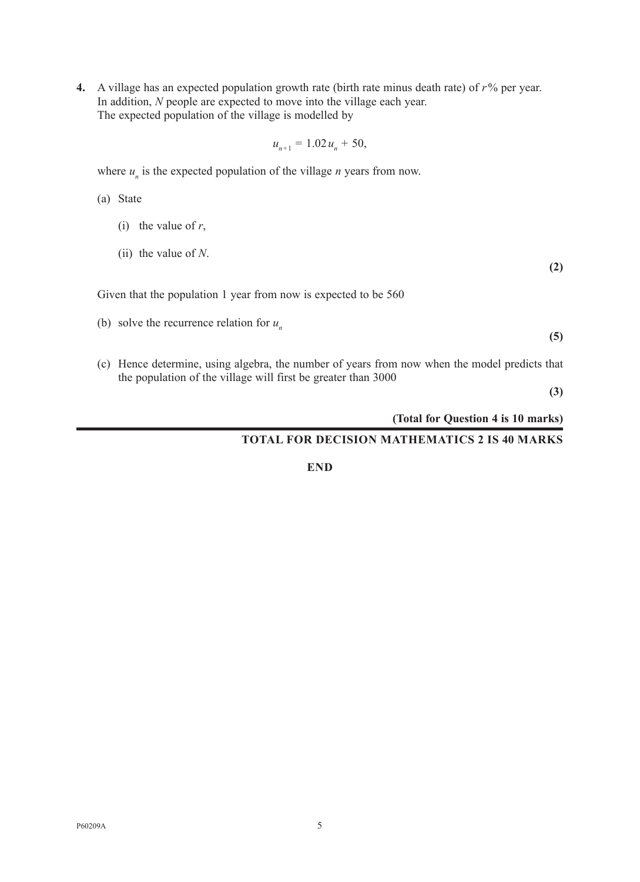**4.** A village has an expected population growth rate (birth rate minus death rate) of $r$% per year.
In addition, $N$ people are expected to move into the village each year.
The expected population of the village is modelled by

$$u_{n+1} = 1.02\,u_n + 50,$$

where $u_n$ is the expected population of the village $n$ years from now.

(a) State

(i) the value of $r$,

(ii) the value of $N$.

**(2)**

Given that the population 1 year from now is expected to be 560

(b) solve the recurrence relation for $u_n$

**(5)**

(c) Hence determine, using algebra, the number of years from now when the model predicts that the population of the village will first be greater than 3000

**(3)**

**(Total for Question 4 is 10 marks)**

---

**TOTAL FOR DECISION MATHEMATICS 2 IS 40 MARKS**

**END**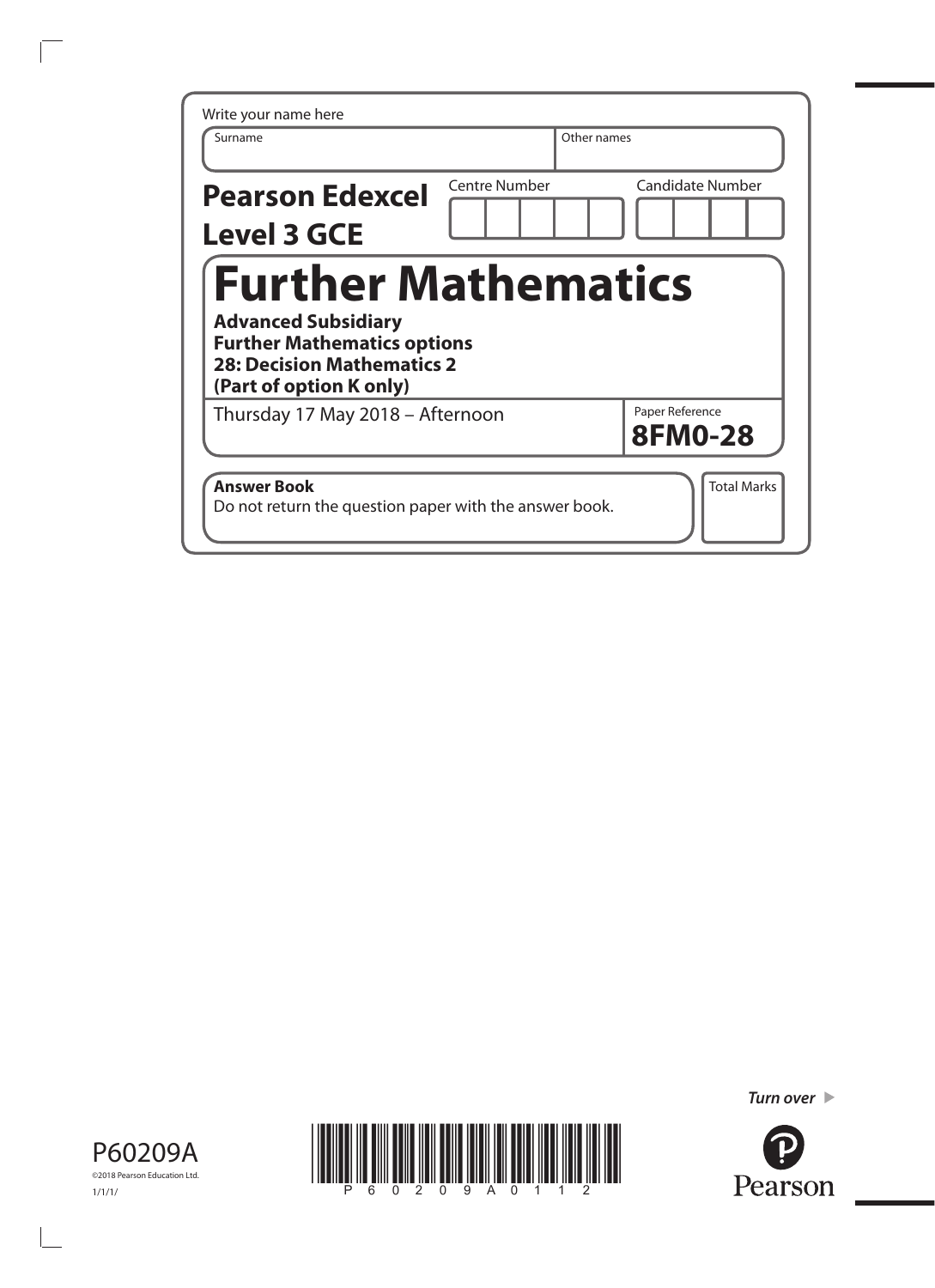Write your name here

| Surname | Other names |
| --- | --- |
| | |

**Pearson Edexcel Level 3 GCE**

| Centre Number | Candidate Number |
| --- | --- |
| | |

# Further Mathematics

**Advanced Subsidiary**
**Further Mathematics options**
**28: Decision Mathematics 2**
**(Part of option K only)**

Thursday 17 May 2018 – Afternoon

Paper Reference **8FM0-28**

**Answer Book**
Do not return the question paper with the answer book.

Total Marks

*Turn over*

P60209A
©2018 Pearson Education Ltd.
1/1/1/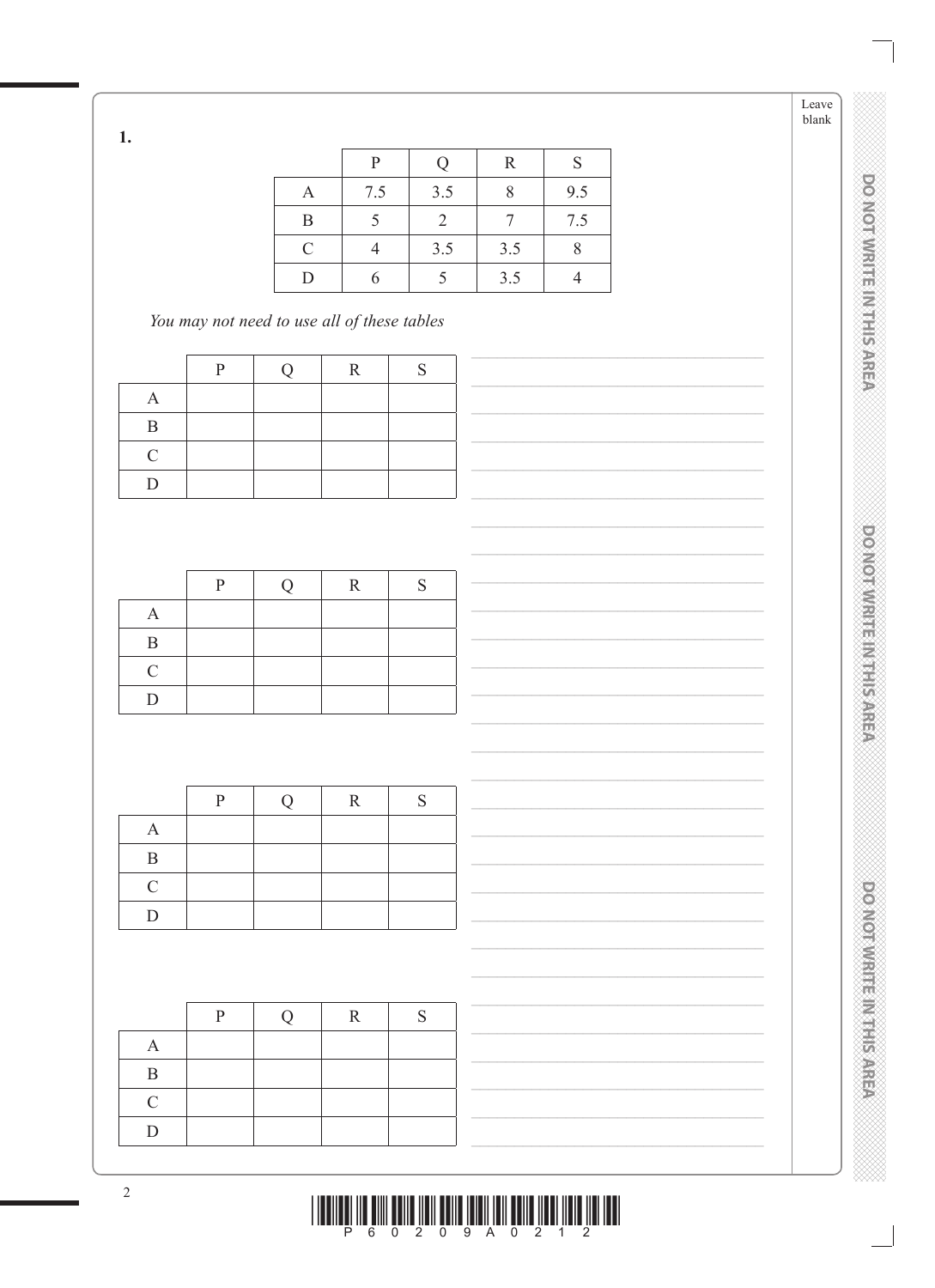**1.**

| | P | Q | R | S |
|---|---|---|---|---|
| A | 7.5 | 3.5 | 8 | 9.5 |
| B | 5 | 2 | 7 | 7.5 |
| C | 4 | 3.5 | 3.5 | 8 |
| D | 6 | 5 | 3.5 | 4 |

*You may not need to use all of these tables*

| | P | Q | R | S |
|---|---|---|---|---|
| A | | | | |
| B | | | | |
| C | | | | |
| D | | | | |

| | P | Q | R | S |
|---|---|---|---|---|
| A | | | | |
| B | | | | |
| C | | | | |
| D | | | | |

| | P | Q | R | S |
|---|---|---|---|---|
| A | | | | |
| B | | | | |
| C | | | | |
| D | | | | |

| | P | Q | R | S |
|---|---|---|---|---|
| A | | | | |
| B | | | | |
| C | | | | |
| D | | | | |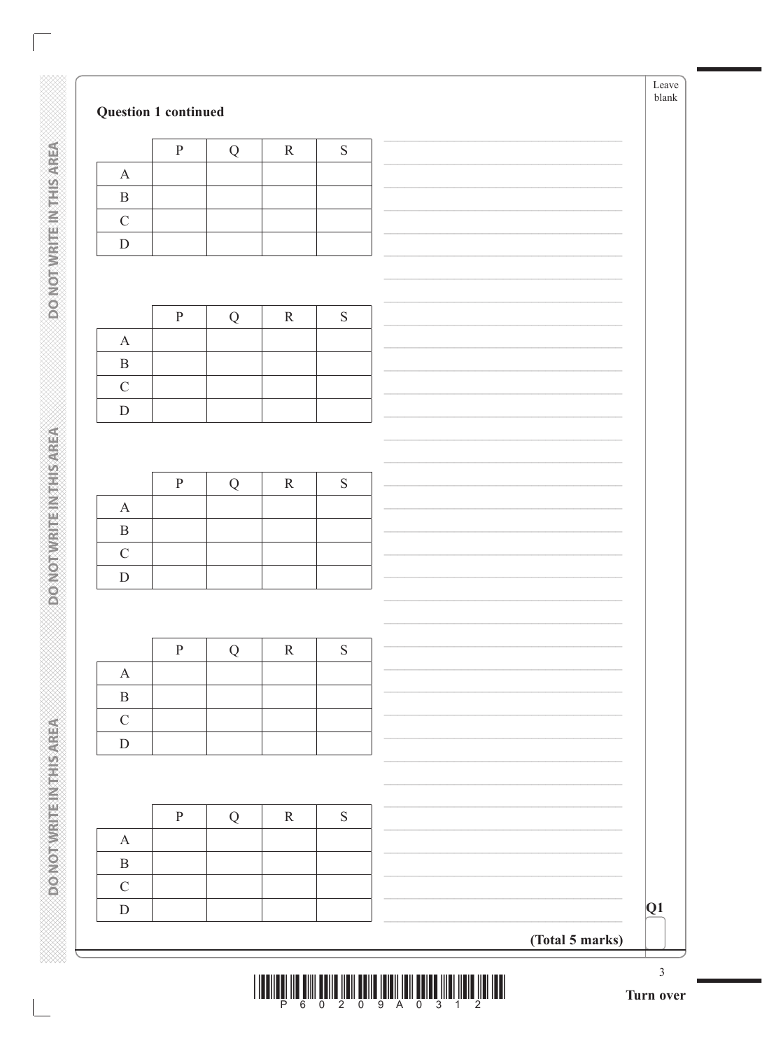**Question 1 continued**

| | P | Q | R | S |
|---|---|---|---|---|
| A | | | | |
| B | | | | |
| C | | | | |
| D | | | | |

| | P | Q | R | S |
|---|---|---|---|---|
| A | | | | |
| B | | | | |
| C | | | | |
| D | | | | |

| | P | Q | R | S |
|---|---|---|---|---|
| A | | | | |
| B | | | | |
| C | | | | |
| D | | | | |

| | P | Q | R | S |
|---|---|---|---|---|
| A | | | | |
| B | | | | |
| C | | | | |
| D | | | | |

| | P | Q | R | S |
|---|---|---|---|---|
| A | | | | |
| B | | | | |
| C | | | | |
| D | | | | |

**Q1**

**(Total 5 marks)**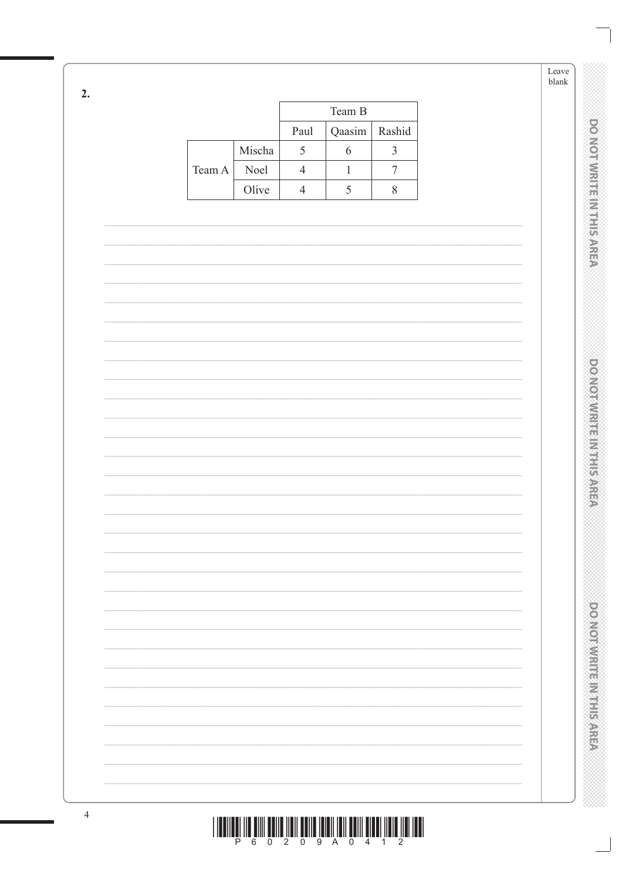**2.**

| | | Team B | | |
|---|---|---|---|---|
| | | Paul | Qaasim | Rashid |
| Team A | Mischa | 5 | 6 | 3 |
| | Noel | 4 | 1 | 7 |
| | Olive | 4 | 5 | 8 |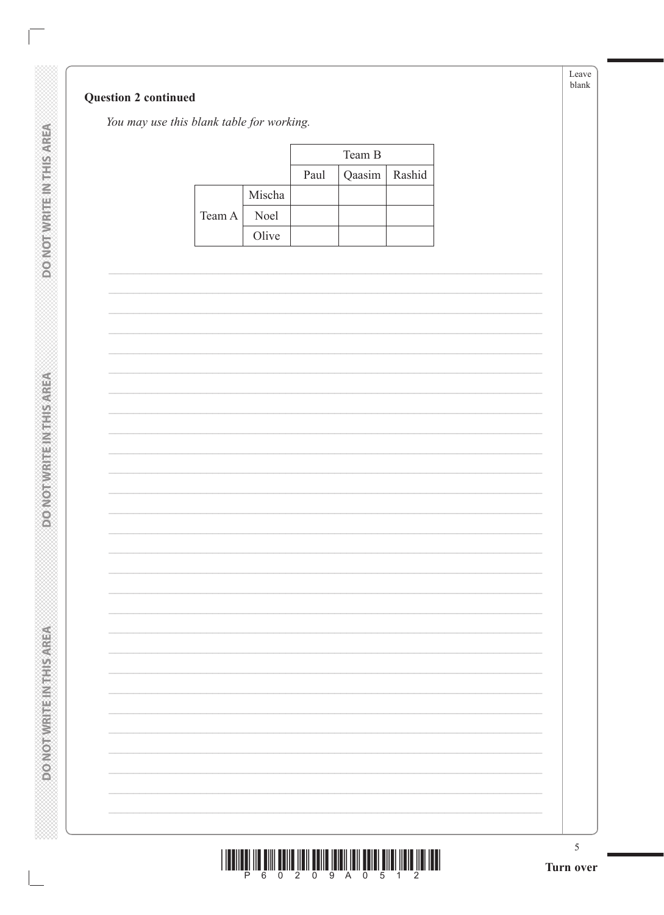**Question 2 continued**

*You may use this blank table for working.*

| | | Team B | | |
|---|---|---|---|---|
| | | Paul | Qaasim | Rashid |
| Team A | Mischa | | | |
| | Noel | | | |
| | Olive | | | |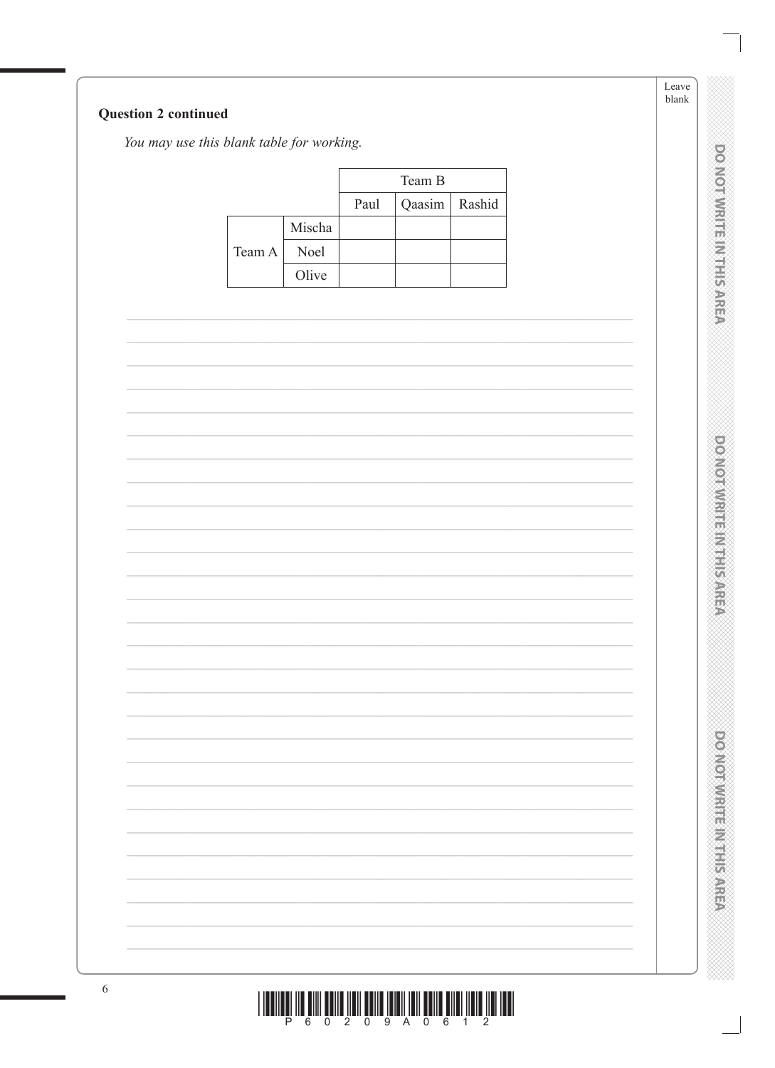**Question 2 continued**

*You may use this blank table for working.*

| | | Team B | | |
|---|---|---|---|---|
| | | Paul | Qaasim | Rashid |
| Team A | Mischa | | | |
| | Noel | | | |
| | Olive | | | |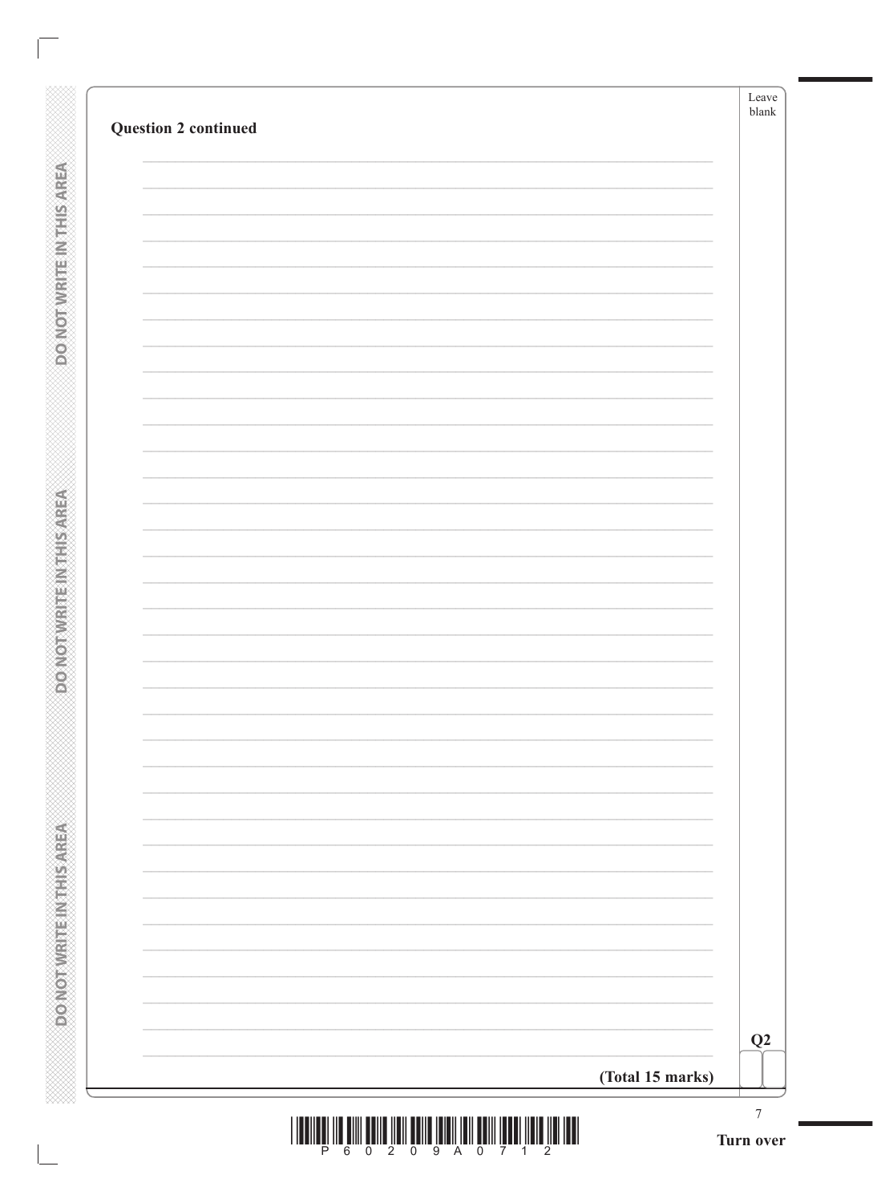**Question 2 continued**

**(Total 15 marks)**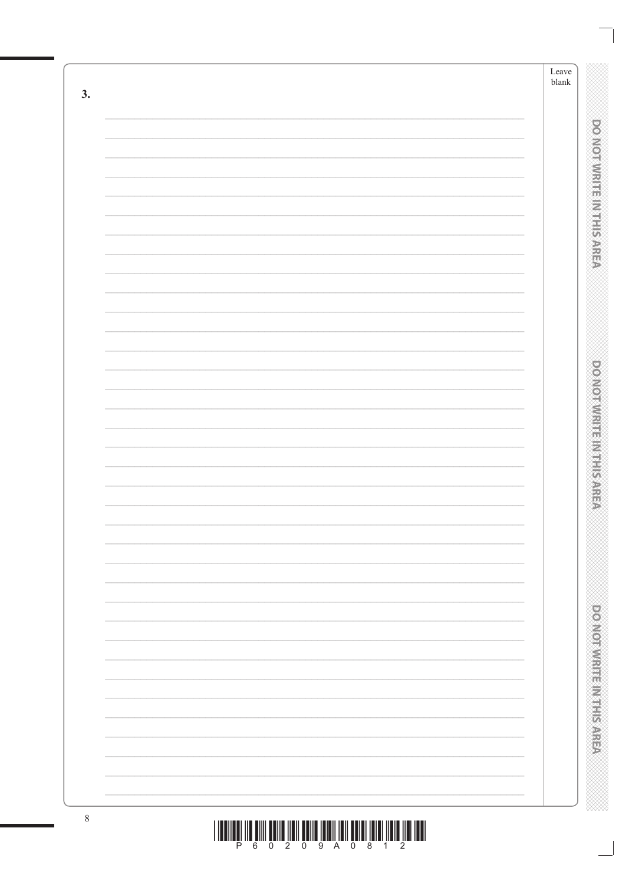**3.**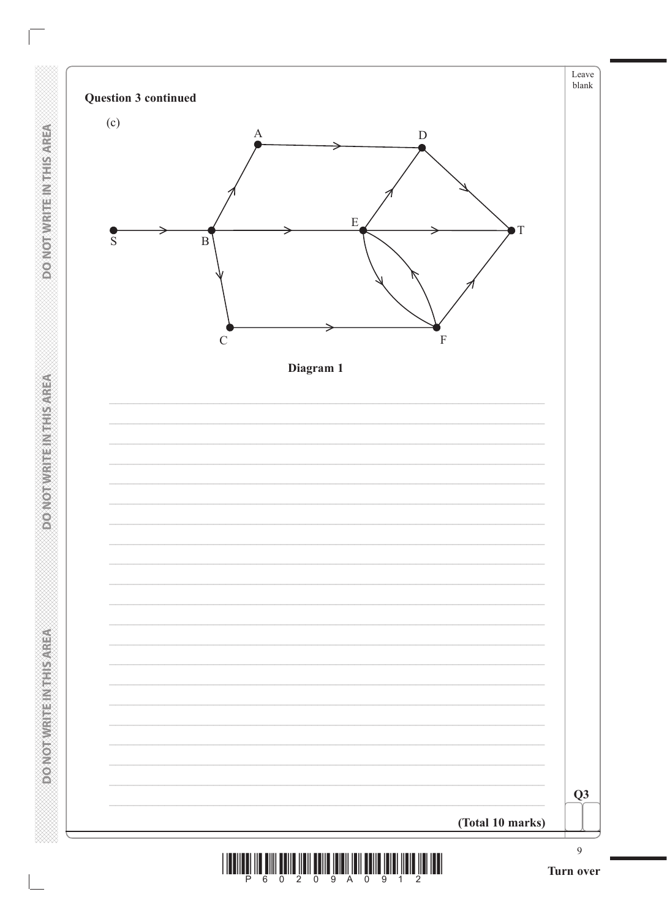**Question 3 continued**

(c)

**Diagram 1**

**(Total 10 marks)**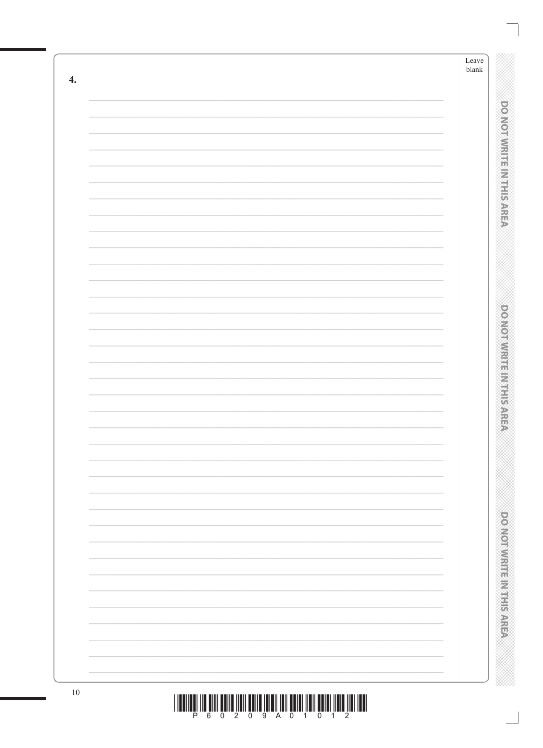**4.**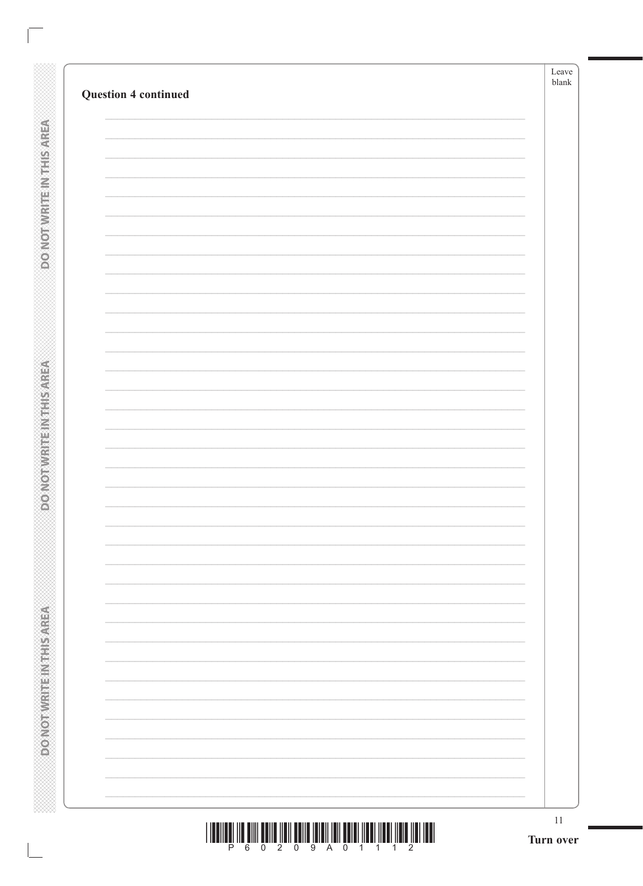**Question 4 continued**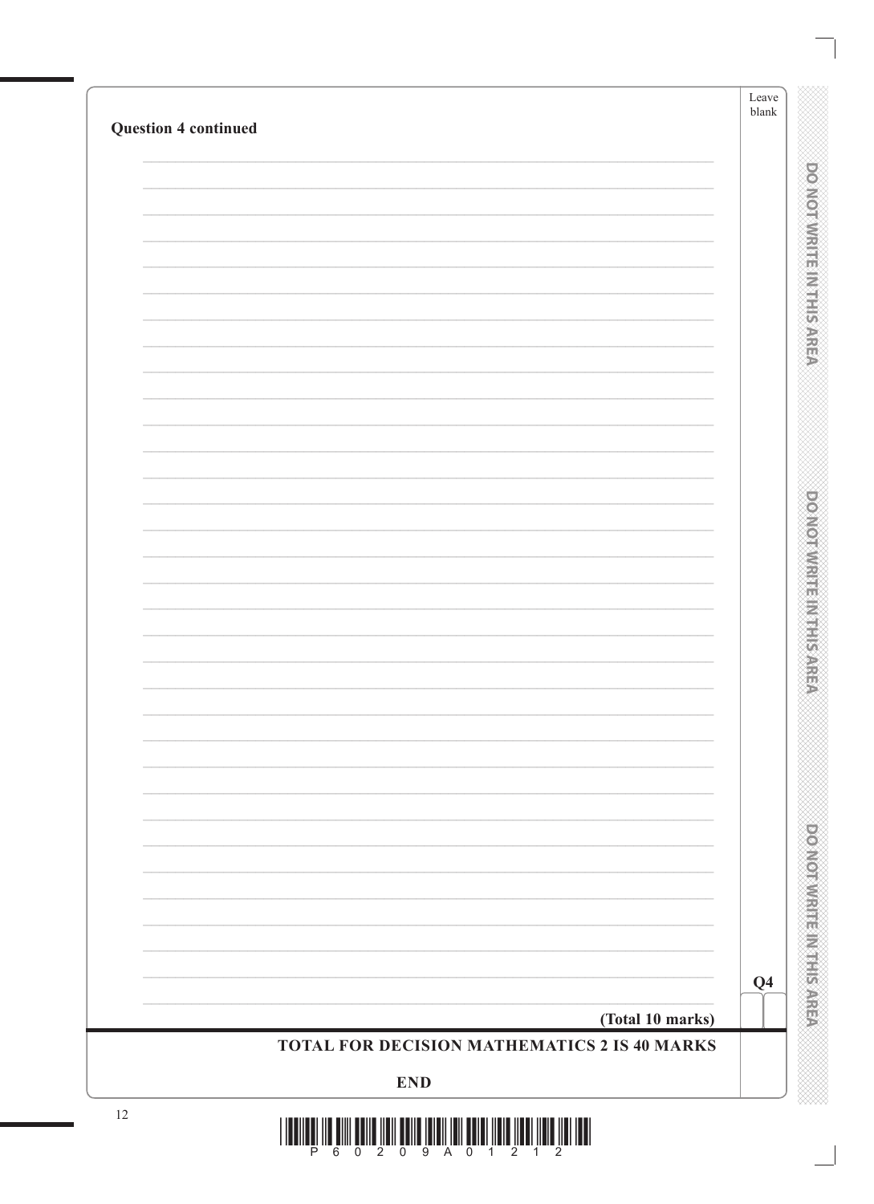**Question 4 continued**

**(Total 10 marks)**

**TOTAL FOR DECISION MATHEMATICS 2 IS 40 MARKS**

**END**